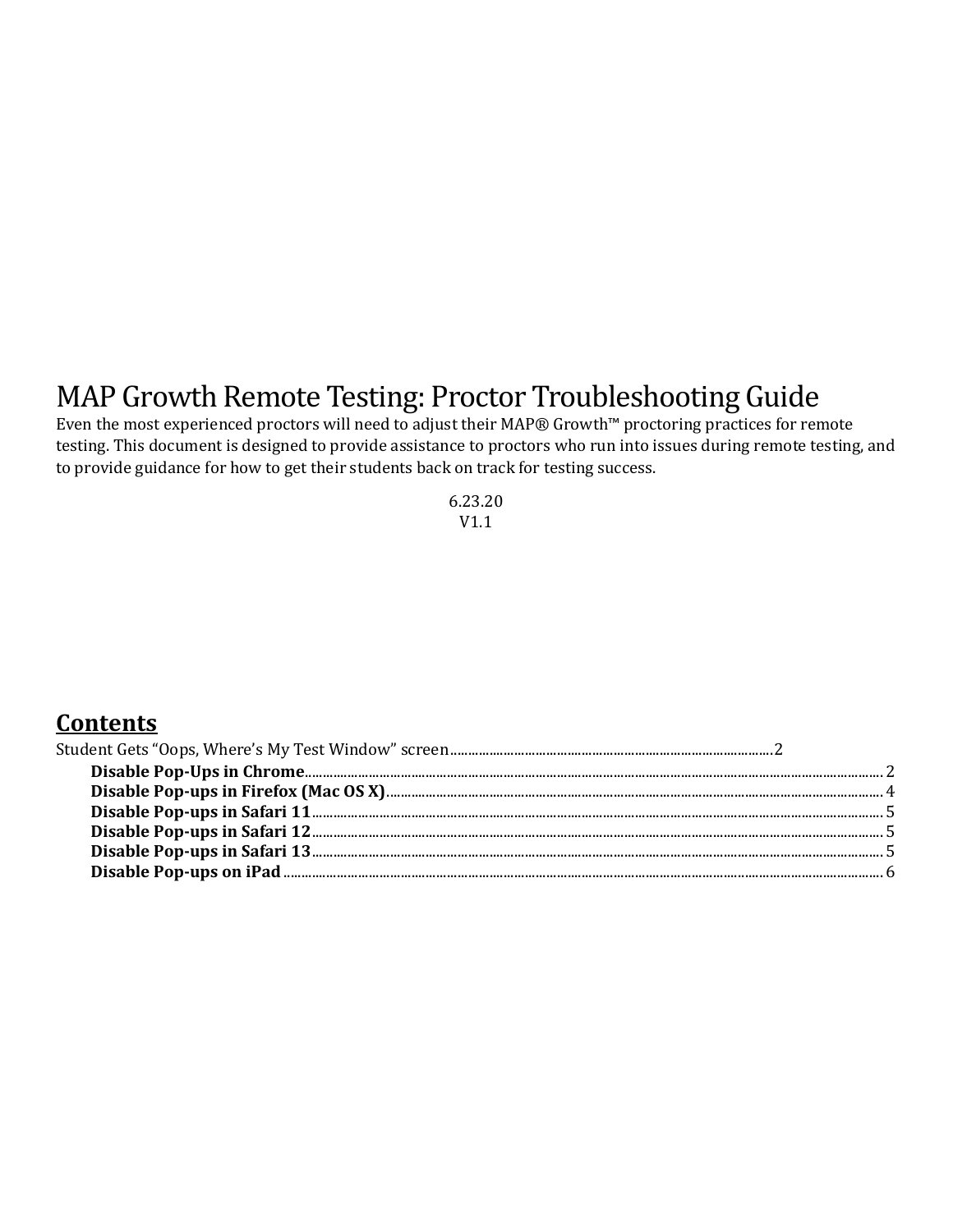# MAP Growth Remote Testing: Proctor Troubleshooting Guide

Even the most experienced proctors will need to adjust their MAP® Growth™ proctoring practices for remote testing. This document is designed to provide assistance to proctors who run into issues during remote testing, and to provide guidance for how to get their students back on track for testing success.

6.23.20
V1.1

## Contents

Student Gets "Oops, Where's My Test Window" screen ........ 2

- **Disable Pop-Ups in Chrome** ........ 2
- **Disable Pop-ups in Firefox (Mac OS X)** ........ 4
- **Disable Pop-ups in Safari 11** ........ 5
- **Disable Pop-ups in Safari 12** ........ 5
- **Disable Pop-ups in Safari 13** ........ 5
- **Disable Pop-ups on iPad** ........ 6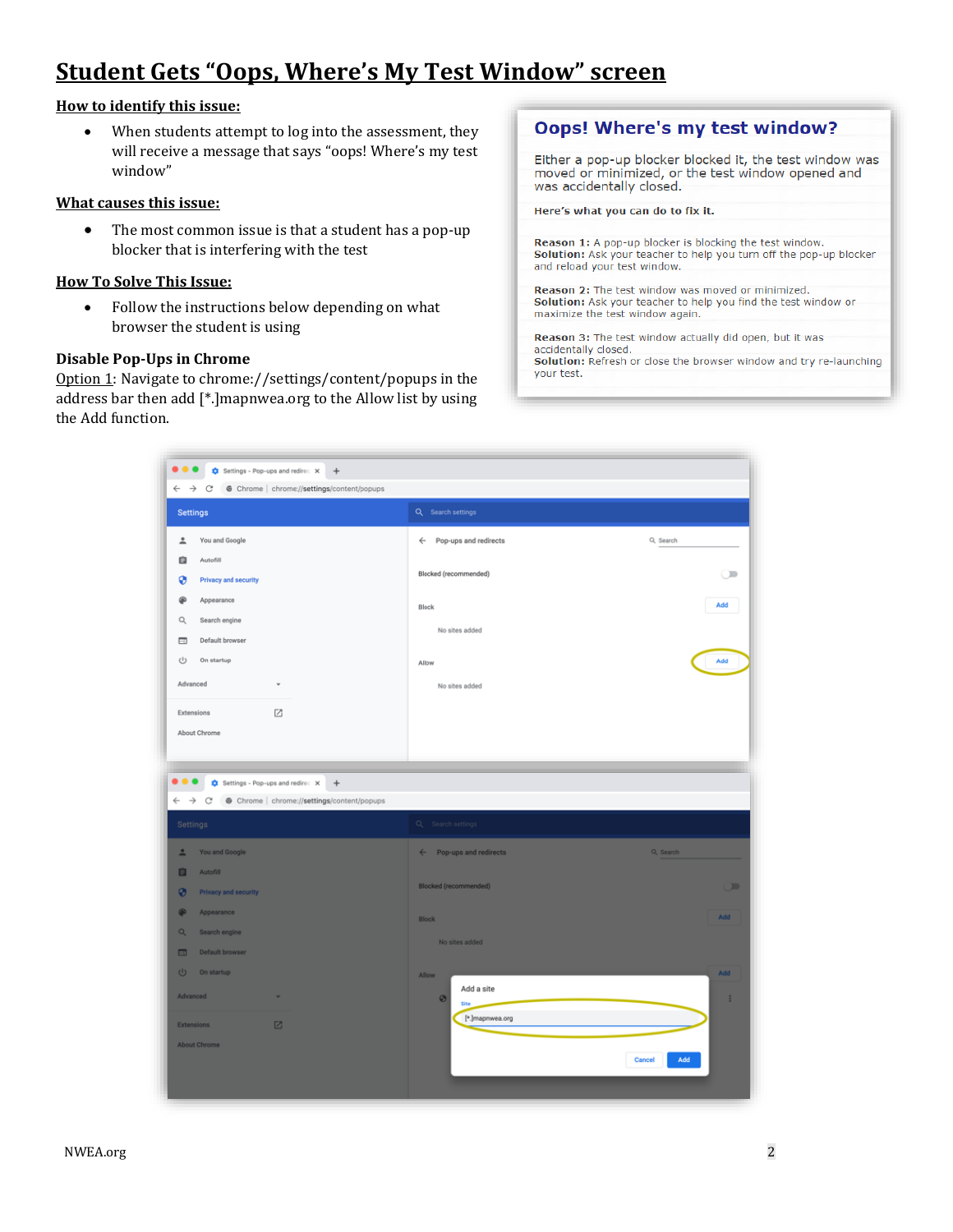# Student Gets "Oops, Where's My Test Window" screen

**How to identify this issue:**

- When students attempt to log into the assessment, they will receive a message that says "oops! Where's my test window"

**What causes this issue:**

- The most common issue is that a student has a pop-up blocker that is interfering with the test

**How To Solve This Issue:**

- Follow the instructions below depending on what browser the student is using

**Disable Pop-Ups in Chrome**

Option 1: Navigate to chrome://settings/content/popups in the address bar then add [*.]mapnwea.org to the Allow list by using the Add function.

**Oops! Where's my test window?**

Either a pop-up blocker blocked it, the test window was moved or minimized, or the test window opened and was accidentally closed.

**Here's what you can do to fix it.**

**Reason 1:** A pop-up blocker is blocking the test window.
**Solution:** Ask your teacher to help you turn off the pop-up blocker and reload your test window.

**Reason 2:** The test window was moved or minimized.
**Solution:** Ask your teacher to help you find the test window or maximize the test window again.

**Reason 3:** The test window actually did open, but it was accidentally closed.
**Solution:** Refresh or close the browser window and try re-launching your test.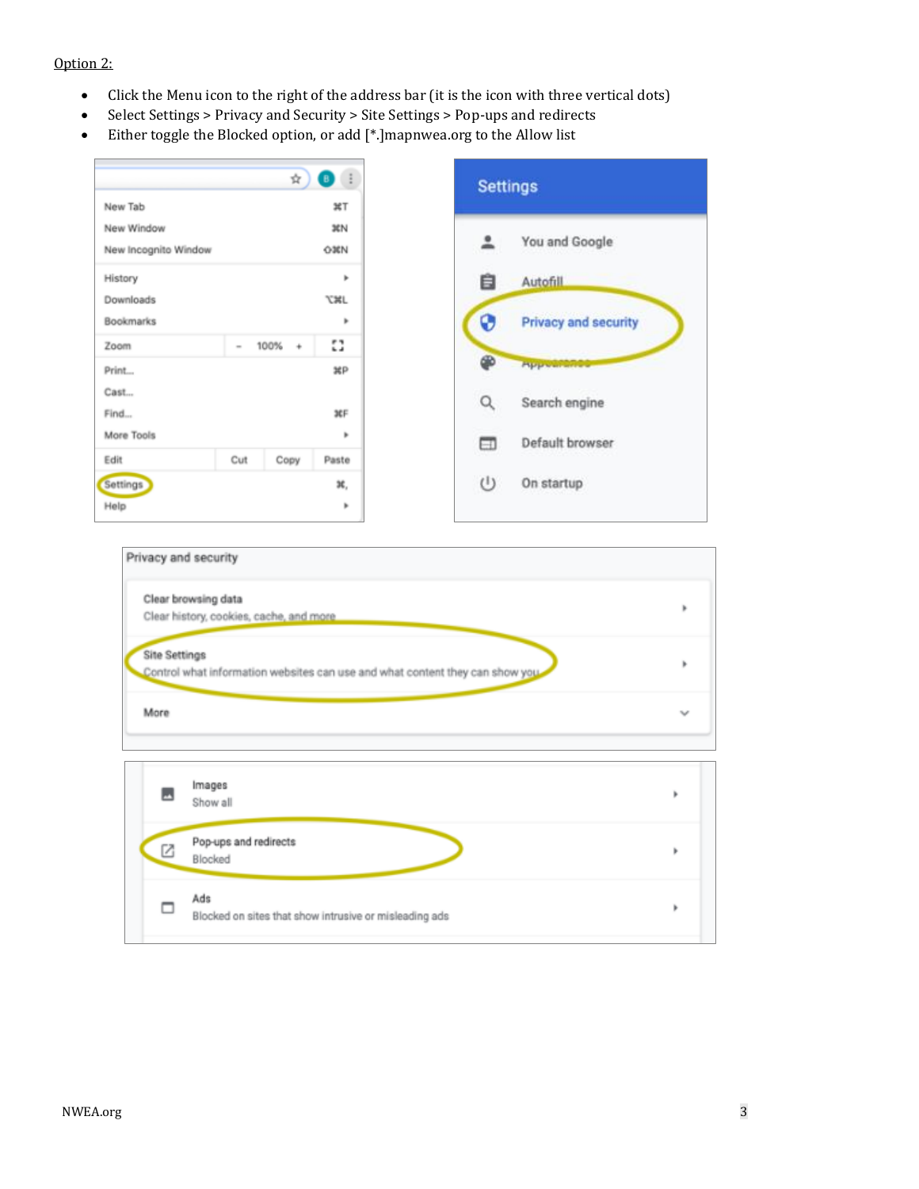Option 2:

- Click the Menu icon to the right of the address bar (it is the icon with three vertical dots)
- Select Settings > Privacy and Security > Site Settings > Pop-ups and redirects
- Either toggle the Blocked option, or add [*.]mapnwea.org to the Allow list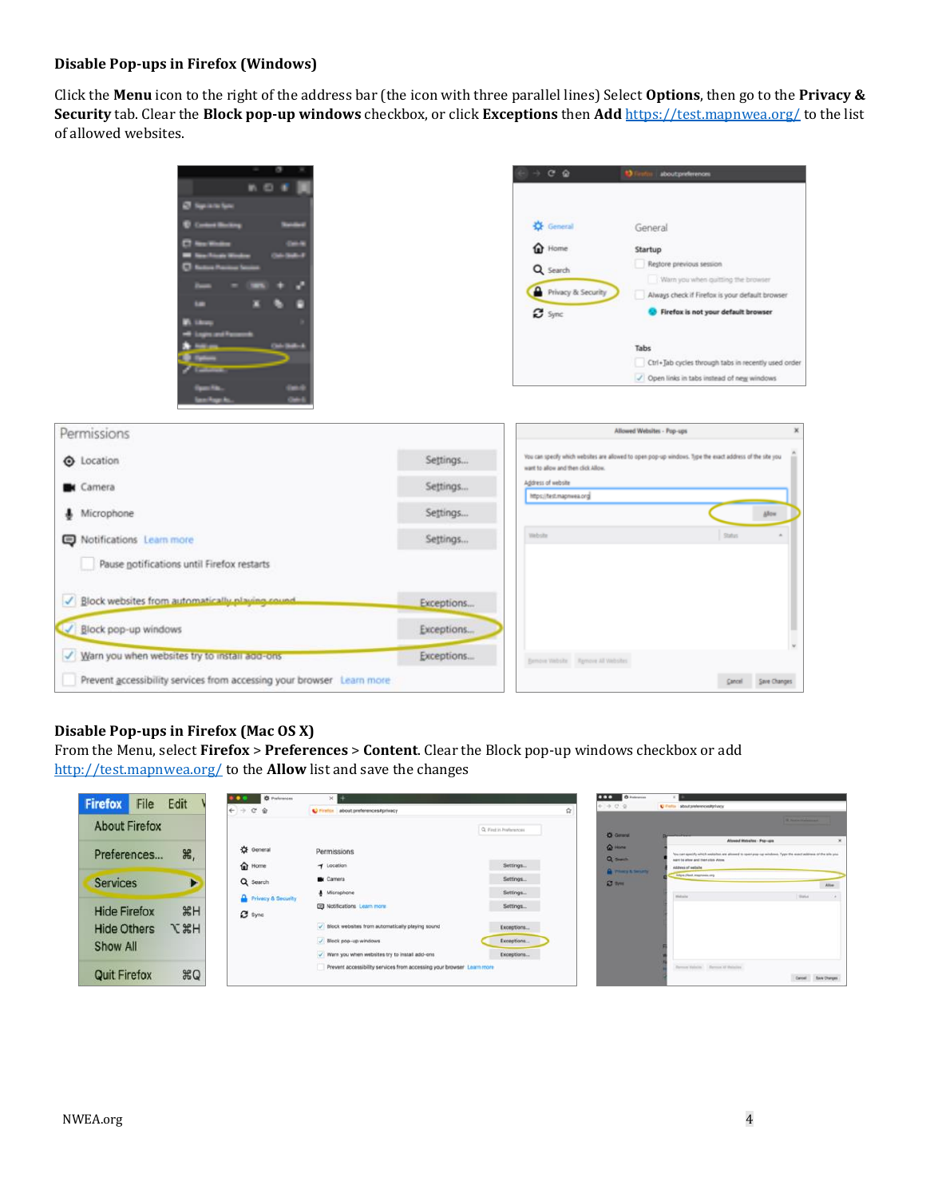**Disable Pop-ups in Firefox (Windows)**

Click the **Menu** icon to the right of the address bar (the icon with three parallel lines) Select **Options**, then go to the **Privacy & Security** tab. Clear the **Block pop-up windows** checkbox, or click **Exceptions** then **Add** https://test.mapnwea.org/ to the list of allowed websites.

**Disable Pop-ups in Firefox (Mac OS X)**

From the Menu, select **Firefox** > **Preferences** > **Content**. Clear the Block pop-up windows checkbox or add http://test.mapnwea.org/ to the **Allow** list and save the changes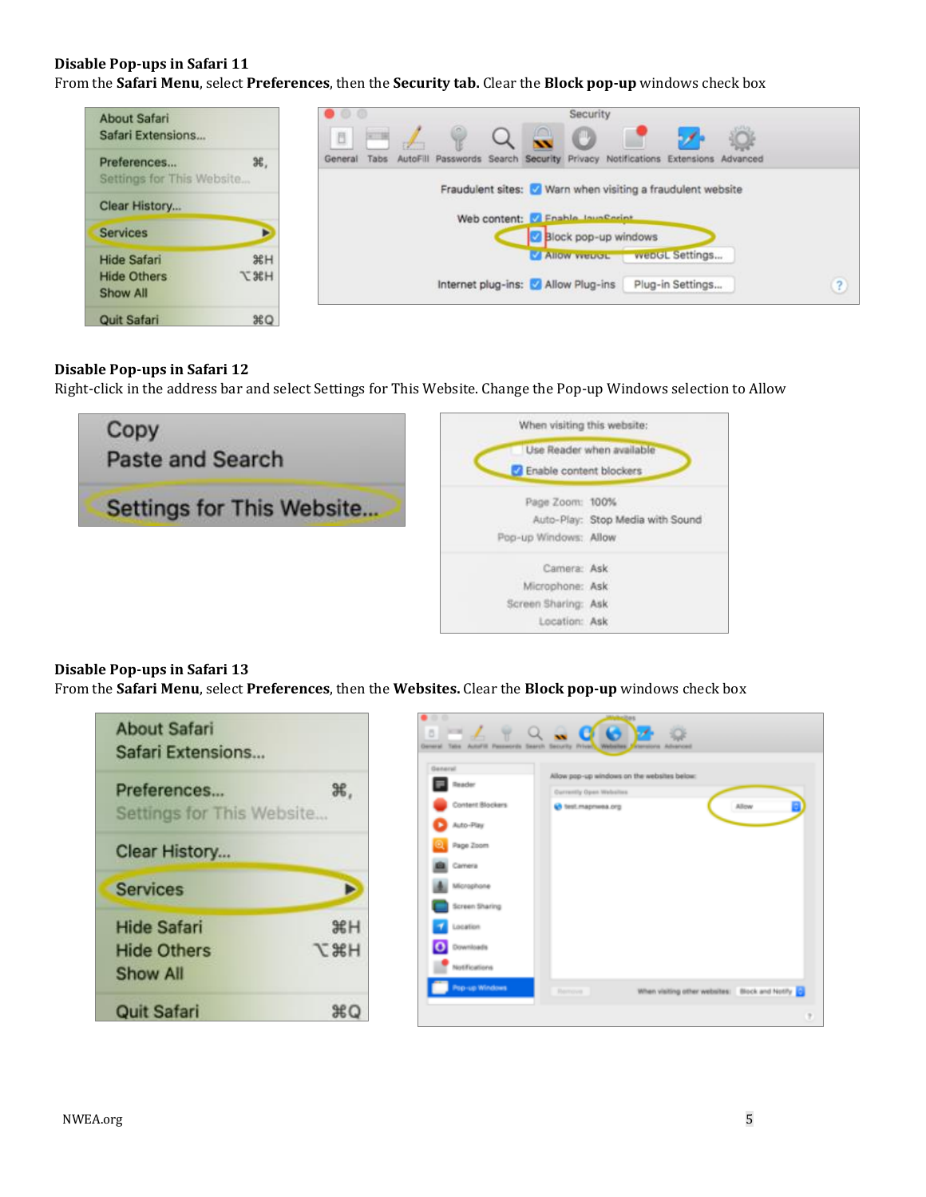**Disable Pop-ups in Safari 11**

From the **Safari Menu**, select **Preferences**, then the **Security tab.** Clear the **Block pop-up** windows check box

**Disable Pop-ups in Safari 12**

Right-click in the address bar and select Settings for This Website. Change the Pop-up Windows selection to Allow

**Disable Pop-ups in Safari 13**

From the **Safari Menu**, select **Preferences**, then the **Websites.** Clear the **Block pop-up** windows check box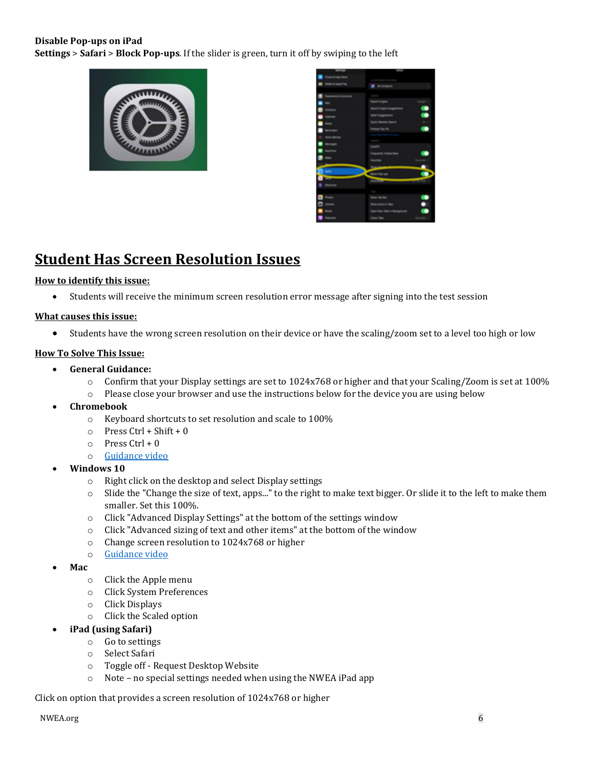**Disable Pop-ups on iPad**
**Settings** > **Safari** > **Block Pop-ups**. If the slider is green, turn it off by swiping to the left

## Student Has Screen Resolution Issues

**How to identify this issue:**

- Students will receive the minimum screen resolution error message after signing into the test session

**What causes this issue:**

- Students have the wrong screen resolution on their device or have the scaling/zoom set to a level too high or low

**How To Solve This Issue:**

- **General Guidance:**
  - Confirm that your Display settings are set to 1024x768 or higher and that your Scaling/Zoom is set at 100%
  - Please close your browser and use the instructions below for the device you are using below
- **Chromebook**
  - Keyboard shortcuts to set resolution and scale to 100%
  - Press Ctrl + Shift + 0
  - Press Ctrl + 0
  - Guidance video
- **Windows 10**
  - Right click on the desktop and select Display settings
  - Slide the "Change the size of text, apps..." to the right to make text bigger. Or slide it to the left to make them smaller. Set this 100%.
  - Click "Advanced Display Settings" at the bottom of the settings window
  - Click "Advanced sizing of text and other items" at the bottom of the window
  - Change screen resolution to 1024x768 or higher
  - Guidance video
- **Mac**
  - Click the Apple menu
  - Click System Preferences
  - Click Displays
  - Click the Scaled option
- **iPad (using Safari)**
  - Go to settings
  - Select Safari
  - Toggle off - Request Desktop Website
  - Note – no special settings needed when using the NWEA iPad app

Click on option that provides a screen resolution of 1024x768 or higher